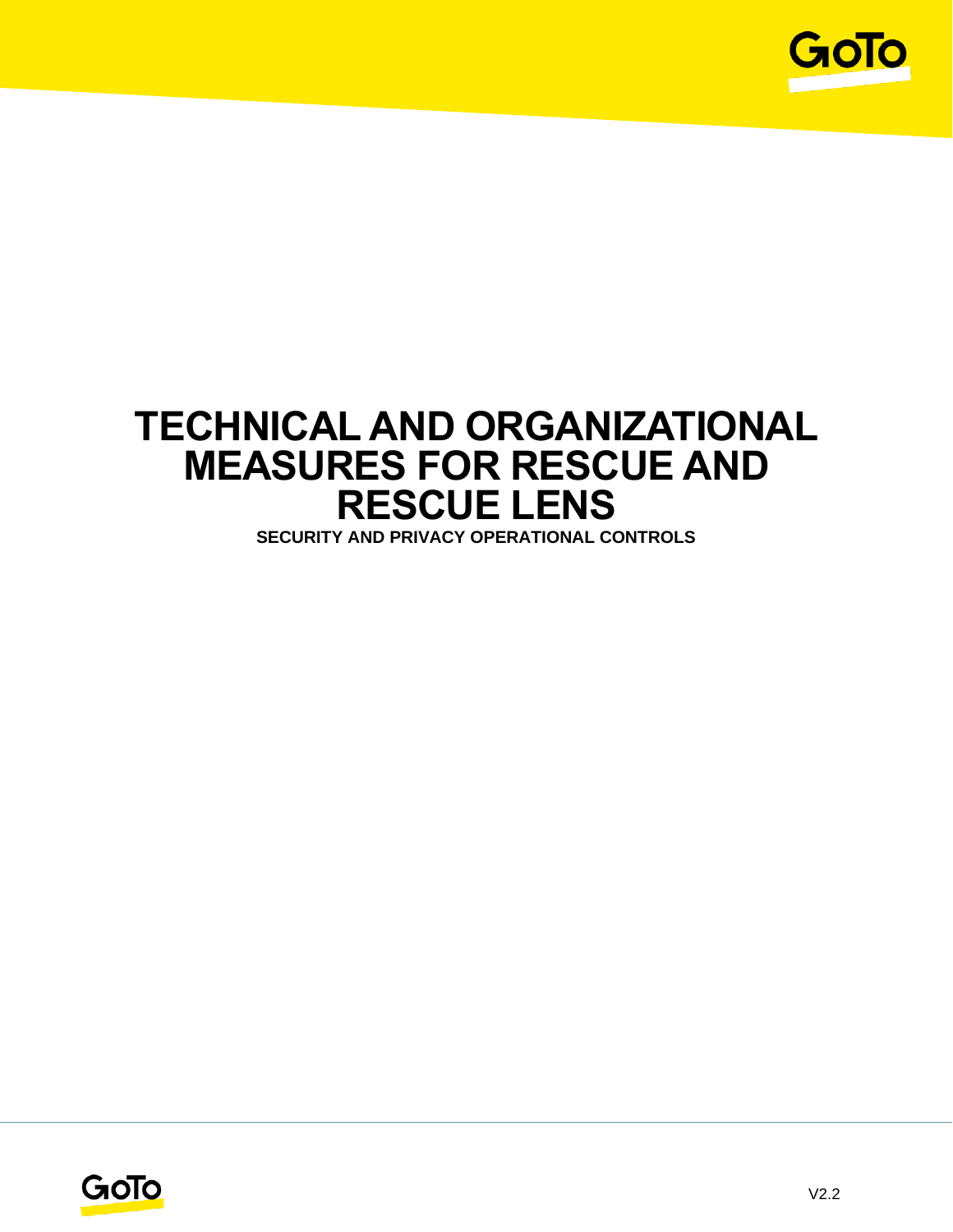# TECHNICAL AND ORGANIZATIONAL MEASURES FOR RESCUE AND RESCUE LENS

**SECURITY AND PRIVACY OPERATIONAL CONTROLS**

V2.2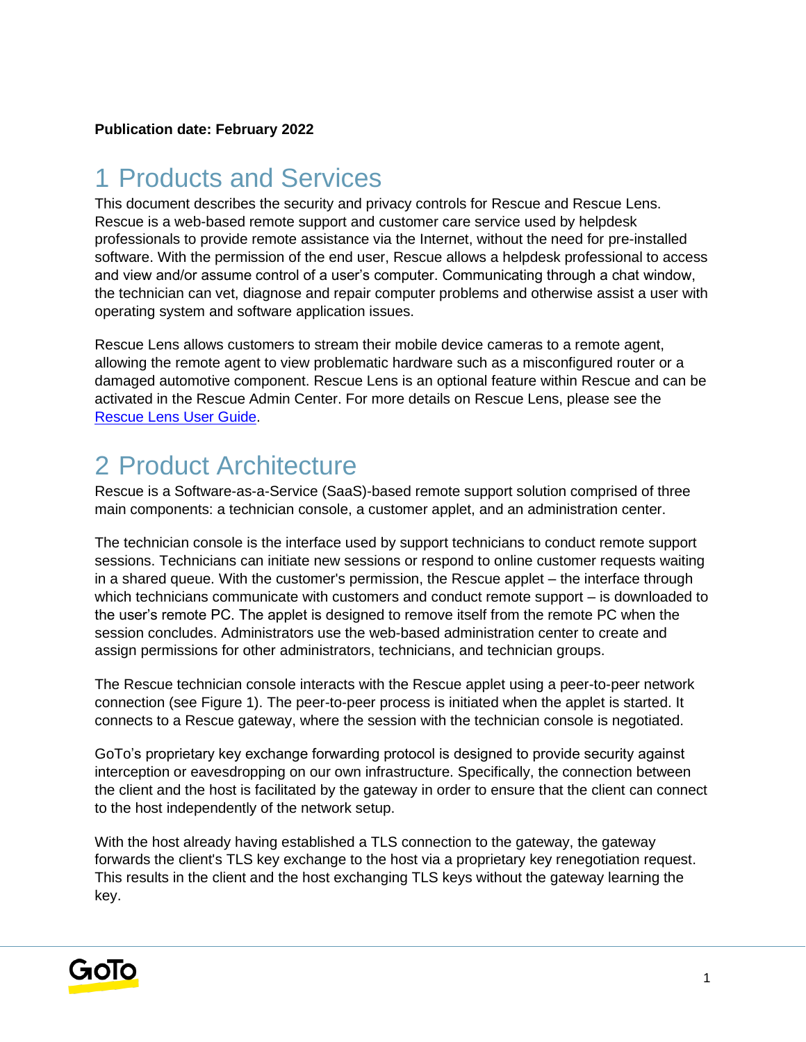**Publication date: February 2022**

# 1 Products and Services

This document describes the security and privacy controls for Rescue and Rescue Lens. Rescue is a web-based remote support and customer care service used by helpdesk professionals to provide remote assistance via the Internet, without the need for pre-installed software. With the permission of the end user, Rescue allows a helpdesk professional to access and view and/or assume control of a user's computer. Communicating through a chat window, the technician can vet, diagnose and repair computer problems and otherwise assist a user with operating system and software application issues.

Rescue Lens allows customers to stream their mobile device cameras to a remote agent, allowing the remote agent to view problematic hardware such as a misconfigured router or a damaged automotive component. Rescue Lens is an optional feature within Rescue and can be activated in the Rescue Admin Center. For more details on Rescue Lens, please see the Rescue Lens User Guide.

# 2 Product Architecture

Rescue is a Software-as-a-Service (SaaS)-based remote support solution comprised of three main components: a technician console, a customer applet, and an administration center.

The technician console is the interface used by support technicians to conduct remote support sessions. Technicians can initiate new sessions or respond to online customer requests waiting in a shared queue. With the customer's permission, the Rescue applet – the interface through which technicians communicate with customers and conduct remote support – is downloaded to the user's remote PC. The applet is designed to remove itself from the remote PC when the session concludes. Administrators use the web-based administration center to create and assign permissions for other administrators, technicians, and technician groups.

The Rescue technician console interacts with the Rescue applet using a peer-to-peer network connection (see Figure 1). The peer-to-peer process is initiated when the applet is started. It connects to a Rescue gateway, where the session with the technician console is negotiated.

GoTo's proprietary key exchange forwarding protocol is designed to provide security against interception or eavesdropping on our own infrastructure. Specifically, the connection between the client and the host is facilitated by the gateway in order to ensure that the client can connect to the host independently of the network setup.

With the host already having established a TLS connection to the gateway, the gateway forwards the client's TLS key exchange to the host via a proprietary key renegotiation request. This results in the client and the host exchanging TLS keys without the gateway learning the key.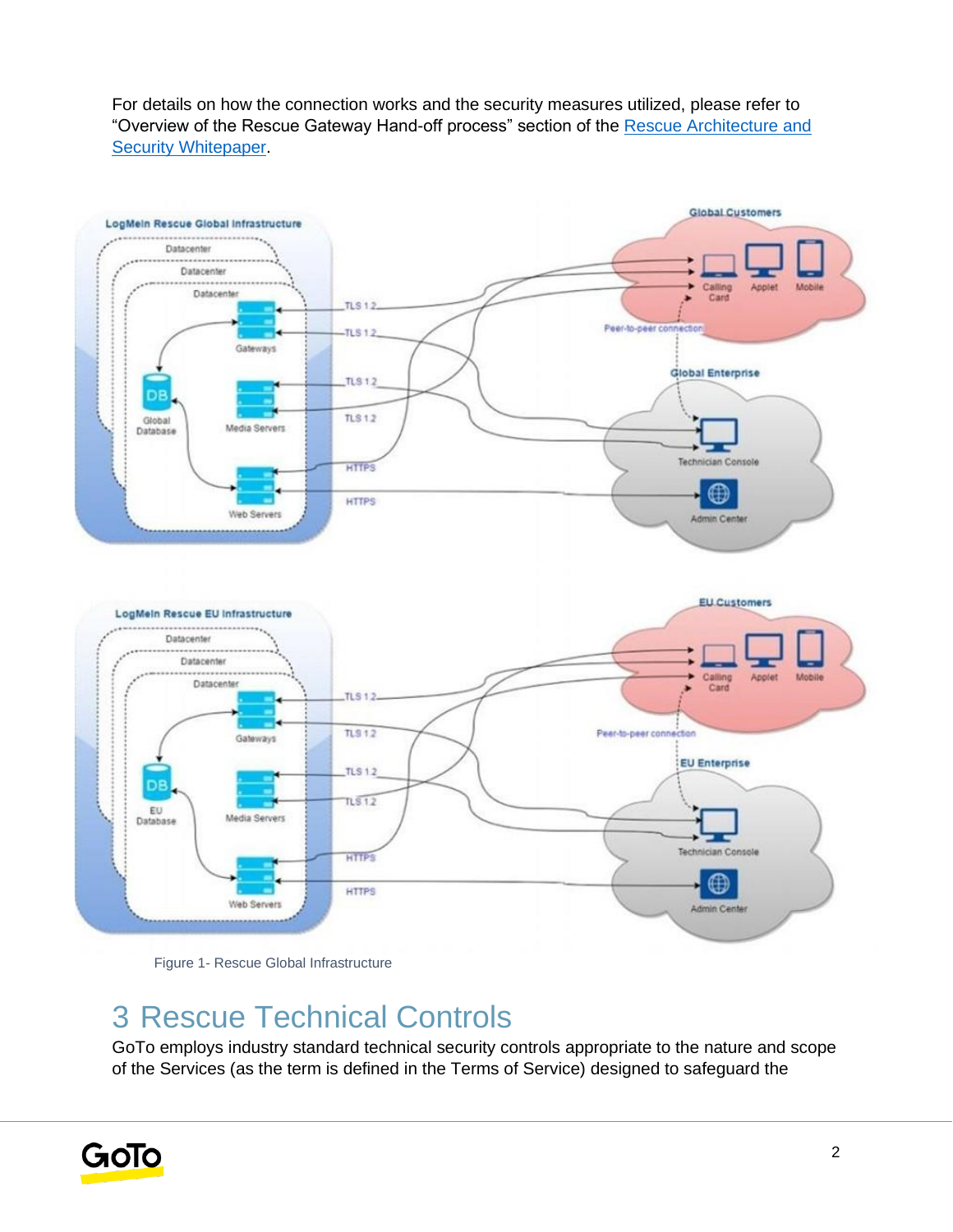For details on how the connection works and the security measures utilized, please refer to “Overview of the Rescue Gateway Hand-off process” section of the [Rescue Architecture and Security Whitepaper](Rescue Architecture and Security Whitepaper).

Figure 1- Rescue Global Infrastructure

# 3 Rescue Technical Controls

GoTo employs industry standard technical security controls appropriate to the nature and scope of the Services (as the term is defined in the Terms of Service) designed to safeguard the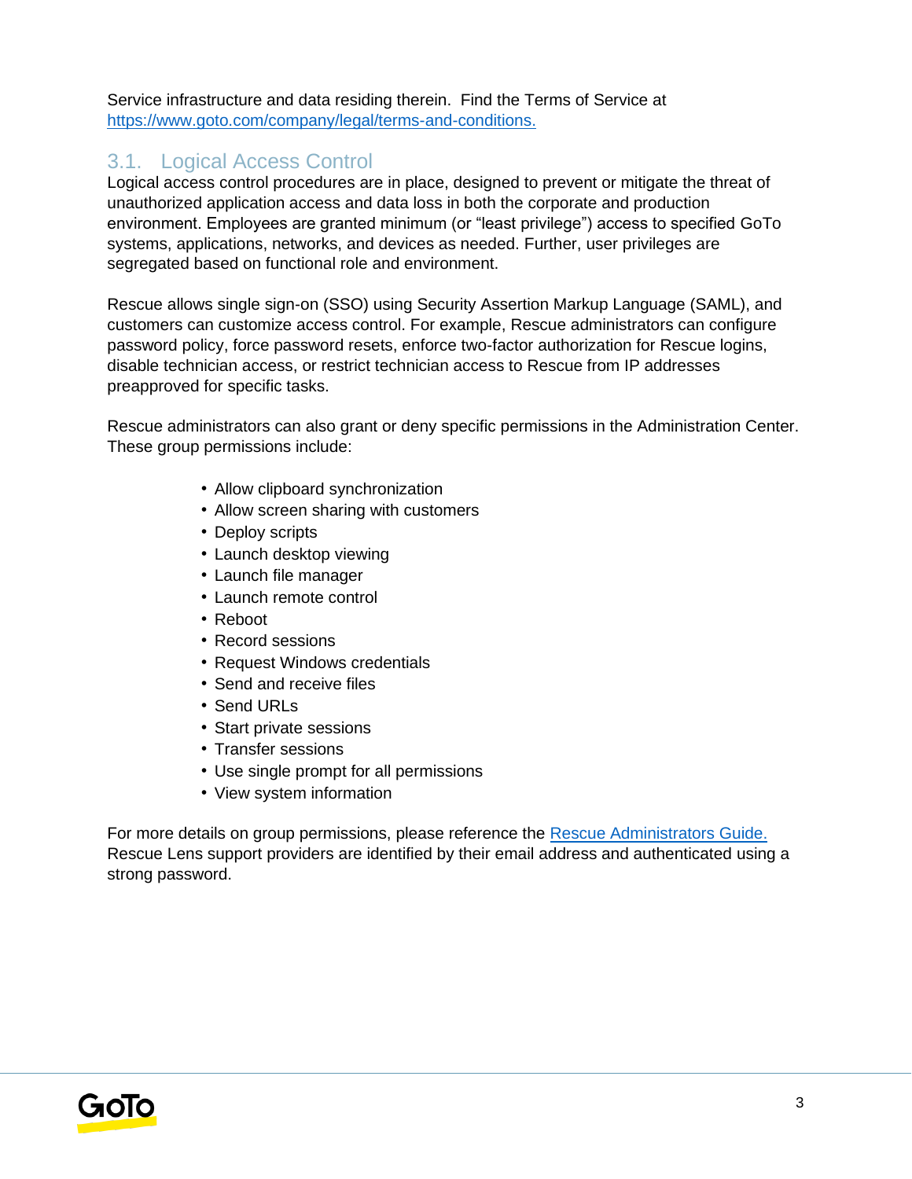Service infrastructure and data residing therein. Find the Terms of Service at [https://www.goto.com/company/legal/terms-and-conditions.](https://www.goto.com/company/legal/terms-and-conditions)

## 3.1. Logical Access Control

Logical access control procedures are in place, designed to prevent or mitigate the threat of unauthorized application access and data loss in both the corporate and production environment. Employees are granted minimum (or "least privilege") access to specified GoTo systems, applications, networks, and devices as needed. Further, user privileges are segregated based on functional role and environment.

Rescue allows single sign-on (SSO) using Security Assertion Markup Language (SAML), and customers can customize access control. For example, Rescue administrators can configure password policy, force password resets, enforce two-factor authorization for Rescue logins, disable technician access, or restrict technician access to Rescue from IP addresses preapproved for specific tasks.

Rescue administrators can also grant or deny specific permissions in the Administration Center. These group permissions include:

- Allow clipboard synchronization
- Allow screen sharing with customers
- Deploy scripts
- Launch desktop viewing
- Launch file manager
- Launch remote control
- Reboot
- Record sessions
- Request Windows credentials
- Send and receive files
- Send URLs
- Start private sessions
- Transfer sessions
- Use single prompt for all permissions
- View system information

For more details on group permissions, please reference the Rescue Administrators Guide. Rescue Lens support providers are identified by their email address and authenticated using a strong password.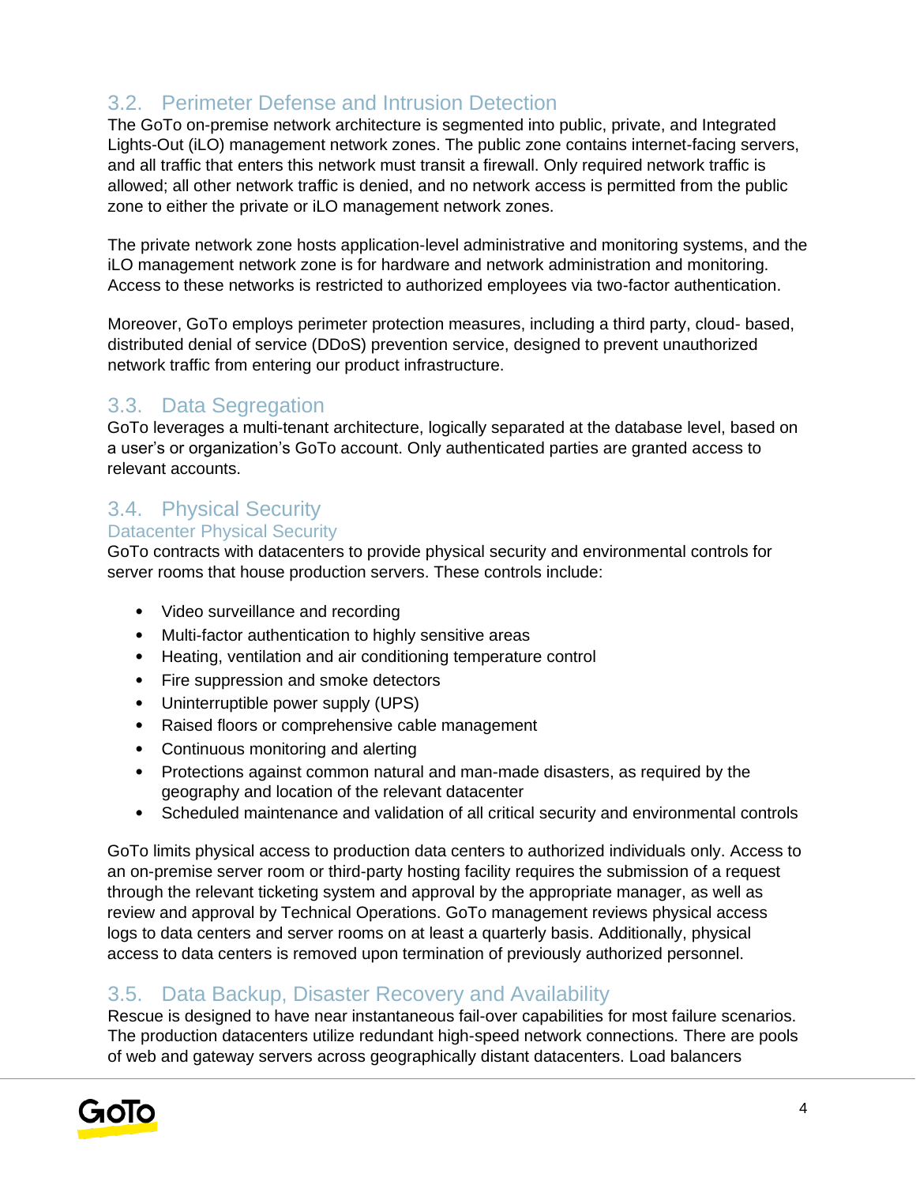## 3.2. Perimeter Defense and Intrusion Detection

The GoTo on-premise network architecture is segmented into public, private, and Integrated Lights-Out (iLO) management network zones. The public zone contains internet-facing servers, and all traffic that enters this network must transit a firewall. Only required network traffic is allowed; all other network traffic is denied, and no network access is permitted from the public zone to either the private or iLO management network zones.

The private network zone hosts application-level administrative and monitoring systems, and the iLO management network zone is for hardware and network administration and monitoring. Access to these networks is restricted to authorized employees via two-factor authentication.

Moreover, GoTo employs perimeter protection measures, including a third party, cloud- based, distributed denial of service (DDoS) prevention service, designed to prevent unauthorized network traffic from entering our product infrastructure.

## 3.3. Data Segregation

GoTo leverages a multi-tenant architecture, logically separated at the database level, based on a user's or organization's GoTo account. Only authenticated parties are granted access to relevant accounts.

## 3.4. Physical Security

### Datacenter Physical Security

GoTo contracts with datacenters to provide physical security and environmental controls for server rooms that house production servers. These controls include:

- Video surveillance and recording
- Multi-factor authentication to highly sensitive areas
- Heating, ventilation and air conditioning temperature control
- Fire suppression and smoke detectors
- Uninterruptible power supply (UPS)
- Raised floors or comprehensive cable management
- Continuous monitoring and alerting
- Protections against common natural and man-made disasters, as required by the geography and location of the relevant datacenter
- Scheduled maintenance and validation of all critical security and environmental controls

GoTo limits physical access to production data centers to authorized individuals only. Access to an on-premise server room or third-party hosting facility requires the submission of a request through the relevant ticketing system and approval by the appropriate manager, as well as review and approval by Technical Operations. GoTo management reviews physical access logs to data centers and server rooms on at least a quarterly basis. Additionally, physical access to data centers is removed upon termination of previously authorized personnel.

## 3.5. Data Backup, Disaster Recovery and Availability

Rescue is designed to have near instantaneous fail-over capabilities for most failure scenarios. The production datacenters utilize redundant high-speed network connections. There are pools of web and gateway servers across geographically distant datacenters. Load balancers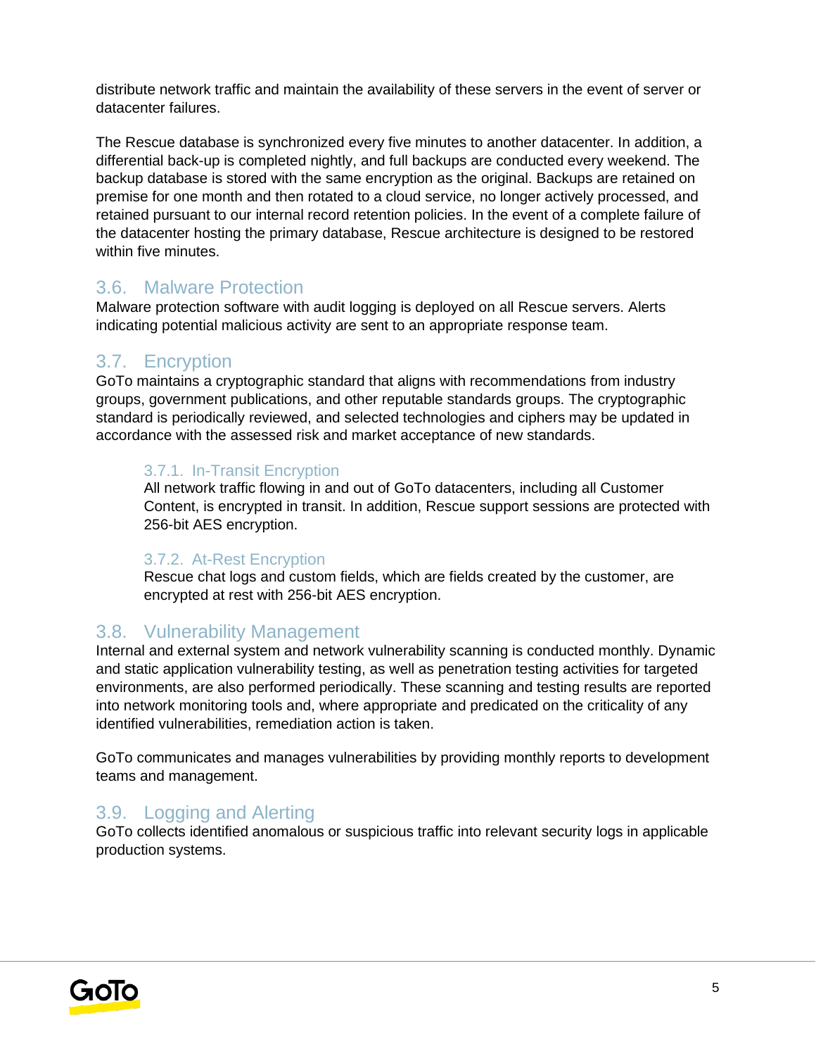distribute network traffic and maintain the availability of these servers in the event of server or datacenter failures.

The Rescue database is synchronized every five minutes to another datacenter. In addition, a differential back-up is completed nightly, and full backups are conducted every weekend. The backup database is stored with the same encryption as the original. Backups are retained on premise for one month and then rotated to a cloud service, no longer actively processed, and retained pursuant to our internal record retention policies. In the event of a complete failure of the datacenter hosting the primary database, Rescue architecture is designed to be restored within five minutes.

## 3.6. Malware Protection

Malware protection software with audit logging is deployed on all Rescue servers. Alerts indicating potential malicious activity are sent to an appropriate response team.

## 3.7. Encryption

GoTo maintains a cryptographic standard that aligns with recommendations from industry groups, government publications, and other reputable standards groups. The cryptographic standard is periodically reviewed, and selected technologies and ciphers may be updated in accordance with the assessed risk and market acceptance of new standards.

### 3.7.1. In-Transit Encryption

All network traffic flowing in and out of GoTo datacenters, including all Customer Content, is encrypted in transit. In addition, Rescue support sessions are protected with 256-bit AES encryption.

### 3.7.2. At-Rest Encryption

Rescue chat logs and custom fields, which are fields created by the customer, are encrypted at rest with 256-bit AES encryption.

## 3.8. Vulnerability Management

Internal and external system and network vulnerability scanning is conducted monthly. Dynamic and static application vulnerability testing, as well as penetration testing activities for targeted environments, are also performed periodically. These scanning and testing results are reported into network monitoring tools and, where appropriate and predicated on the criticality of any identified vulnerabilities, remediation action is taken.

GoTo communicates and manages vulnerabilities by providing monthly reports to development teams and management.

## 3.9. Logging and Alerting

GoTo collects identified anomalous or suspicious traffic into relevant security logs in applicable production systems.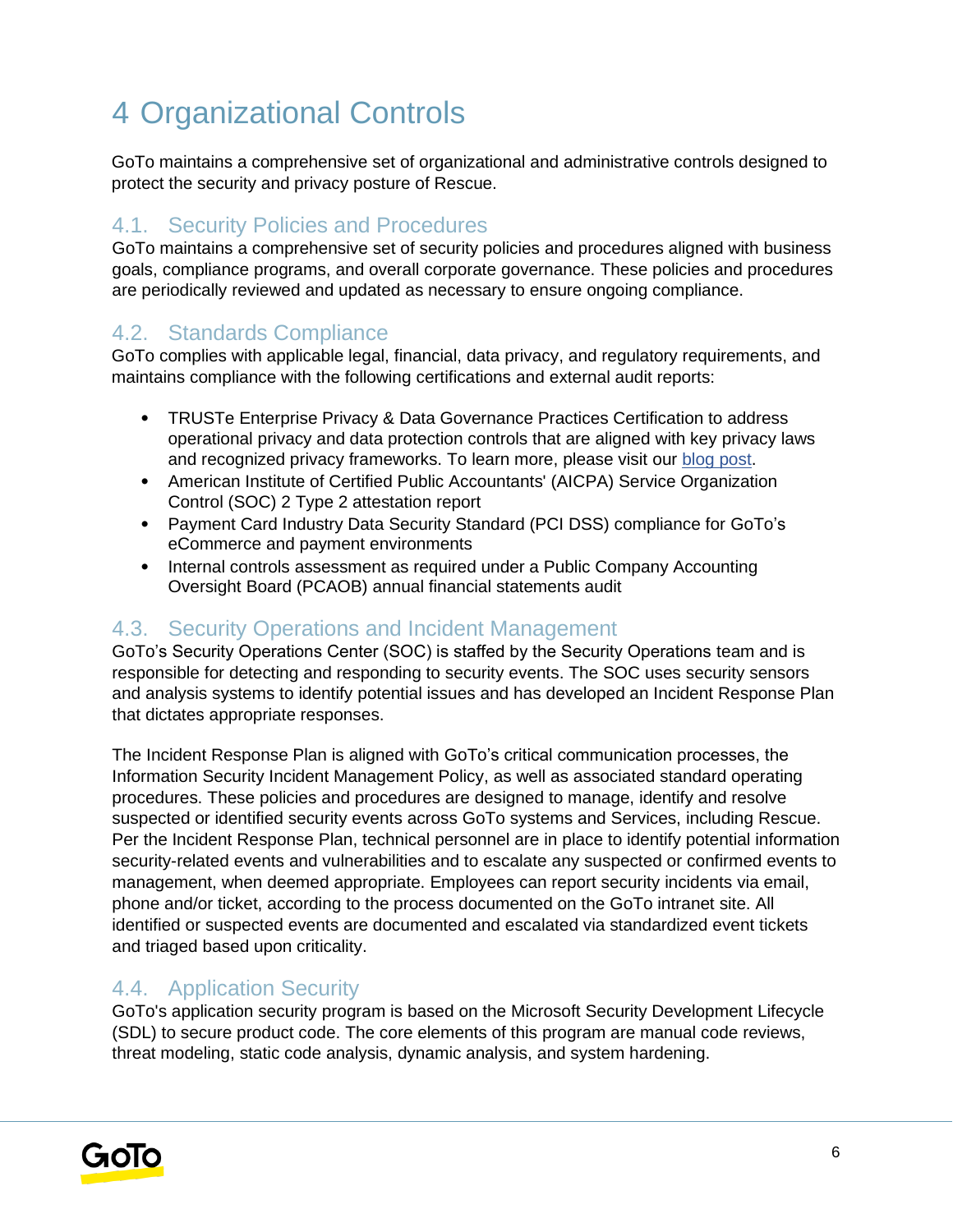# 4 Organizational Controls

GoTo maintains a comprehensive set of organizational and administrative controls designed to protect the security and privacy posture of Rescue.

## 4.1. Security Policies and Procedures

GoTo maintains a comprehensive set of security policies and procedures aligned with business goals, compliance programs, and overall corporate governance. These policies and procedures are periodically reviewed and updated as necessary to ensure ongoing compliance.

## 4.2. Standards Compliance

GoTo complies with applicable legal, financial, data privacy, and regulatory requirements, and maintains compliance with the following certifications and external audit reports:

- TRUSTe Enterprise Privacy & Data Governance Practices Certification to address operational privacy and data protection controls that are aligned with key privacy laws and recognized privacy frameworks. To learn more, please visit our blog post.
- American Institute of Certified Public Accountants' (AICPA) Service Organization Control (SOC) 2 Type 2 attestation report
- Payment Card Industry Data Security Standard (PCI DSS) compliance for GoTo's eCommerce and payment environments
- Internal controls assessment as required under a Public Company Accounting Oversight Board (PCAOB) annual financial statements audit

## 4.3. Security Operations and Incident Management

GoTo's Security Operations Center (SOC) is staffed by the Security Operations team and is responsible for detecting and responding to security events. The SOC uses security sensors and analysis systems to identify potential issues and has developed an Incident Response Plan that dictates appropriate responses.

The Incident Response Plan is aligned with GoTo's critical communication processes, the Information Security Incident Management Policy, as well as associated standard operating procedures. These policies and procedures are designed to manage, identify and resolve suspected or identified security events across GoTo systems and Services, including Rescue. Per the Incident Response Plan, technical personnel are in place to identify potential information security-related events and vulnerabilities and to escalate any suspected or confirmed events to management, when deemed appropriate. Employees can report security incidents via email, phone and/or ticket, according to the process documented on the GoTo intranet site. All identified or suspected events are documented and escalated via standardized event tickets and triaged based upon criticality.

## 4.4. Application Security

GoTo's application security program is based on the Microsoft Security Development Lifecycle (SDL) to secure product code. The core elements of this program are manual code reviews, threat modeling, static code analysis, dynamic analysis, and system hardening.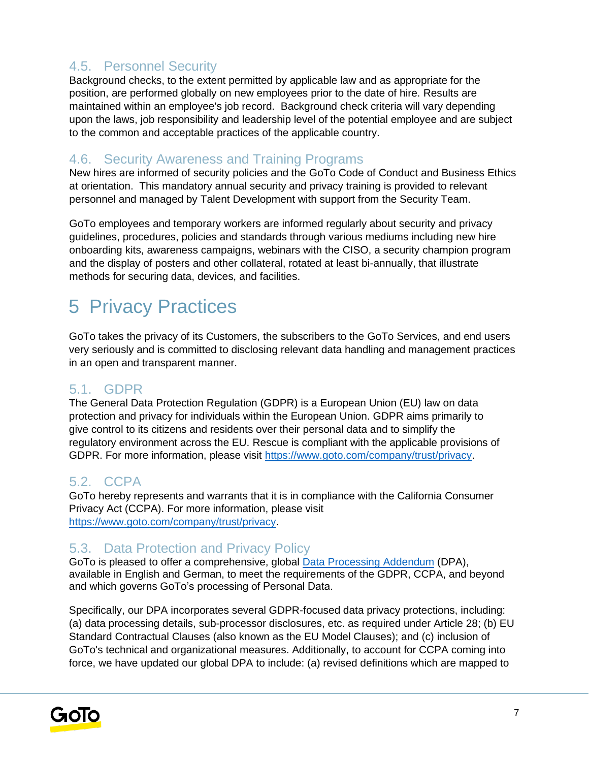### 4.5. Personnel Security

Background checks, to the extent permitted by applicable law and as appropriate for the position, are performed globally on new employees prior to the date of hire. Results are maintained within an employee's job record. Background check criteria will vary depending upon the laws, job responsibility and leadership level of the potential employee and are subject to the common and acceptable practices of the applicable country.

### 4.6. Security Awareness and Training Programs

New hires are informed of security policies and the GoTo Code of Conduct and Business Ethics at orientation. This mandatory annual security and privacy training is provided to relevant personnel and managed by Talent Development with support from the Security Team.

GoTo employees and temporary workers are informed regularly about security and privacy guidelines, procedures, policies and standards through various mediums including new hire onboarding kits, awareness campaigns, webinars with the CISO, a security champion program and the display of posters and other collateral, rotated at least bi-annually, that illustrate methods for securing data, devices, and facilities.

# 5 Privacy Practices

GoTo takes the privacy of its Customers, the subscribers to the GoTo Services, and end users very seriously and is committed to disclosing relevant data handling and management practices in an open and transparent manner.

### 5.1. GDPR

The General Data Protection Regulation (GDPR) is a European Union (EU) law on data protection and privacy for individuals within the European Union. GDPR aims primarily to give control to its citizens and residents over their personal data and to simplify the regulatory environment across the EU. Rescue is compliant with the applicable provisions of GDPR. For more information, please visit https://www.goto.com/company/trust/privacy.

### 5.2. CCPA

GoTo hereby represents and warrants that it is in compliance with the California Consumer Privacy Act (CCPA). For more information, please visit https://www.goto.com/company/trust/privacy.

### 5.3. Data Protection and Privacy Policy

GoTo is pleased to offer a comprehensive, global Data Processing Addendum (DPA), available in English and German, to meet the requirements of the GDPR, CCPA, and beyond and which governs GoTo's processing of Personal Data.

Specifically, our DPA incorporates several GDPR-focused data privacy protections, including: (a) data processing details, sub-processor disclosures, etc. as required under Article 28; (b) EU Standard Contractual Clauses (also known as the EU Model Clauses); and (c) inclusion of GoTo's technical and organizational measures. Additionally, to account for CCPA coming into force, we have updated our global DPA to include: (a) revised definitions which are mapped to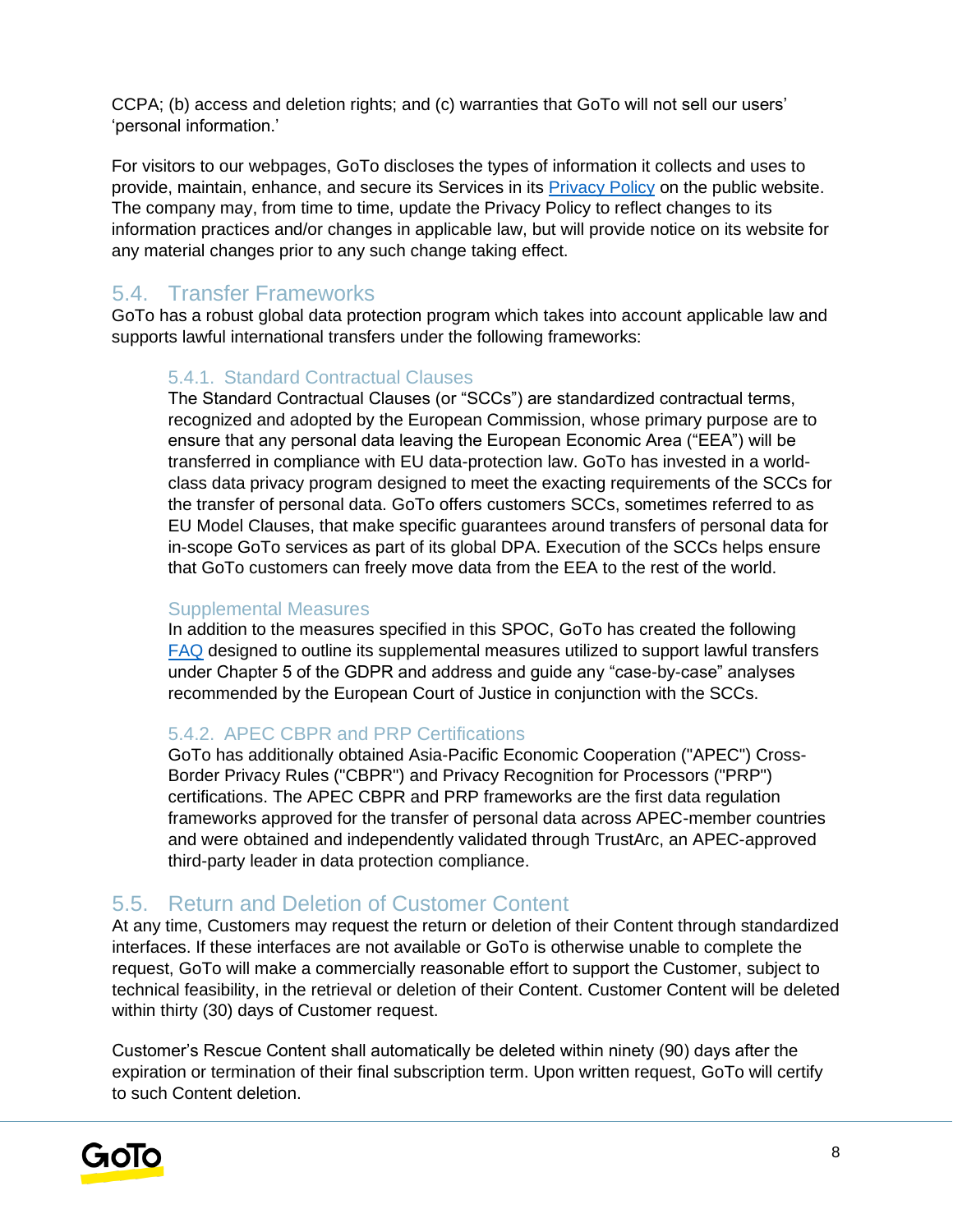CCPA; (b) access and deletion rights; and (c) warranties that GoTo will not sell our users' 'personal information.'

For visitors to our webpages, GoTo discloses the types of information it collects and uses to provide, maintain, enhance, and secure its Services in its [Privacy Policy]() on the public website. The company may, from time to time, update the Privacy Policy to reflect changes to its information practices and/or changes in applicable law, but will provide notice on its website for any material changes prior to any such change taking effect.

## 5.4. Transfer Frameworks

GoTo has a robust global data protection program which takes into account applicable law and supports lawful international transfers under the following frameworks:

### 5.4.1. Standard Contractual Clauses

The Standard Contractual Clauses (or "SCCs") are standardized contractual terms, recognized and adopted by the European Commission, whose primary purpose are to ensure that any personal data leaving the European Economic Area ("EEA") will be transferred in compliance with EU data-protection law. GoTo has invested in a world-class data privacy program designed to meet the exacting requirements of the SCCs for the transfer of personal data. GoTo offers customers SCCs, sometimes referred to as EU Model Clauses, that make specific guarantees around transfers of personal data for in-scope GoTo services as part of its global DPA. Execution of the SCCs helps ensure that GoTo customers can freely move data from the EEA to the rest of the world.

#### Supplemental Measures

In addition to the measures specified in this SPOC, GoTo has created the following [FAQ]() designed to outline its supplemental measures utilized to support lawful transfers under Chapter 5 of the GDPR and address and guide any "case-by-case" analyses recommended by the European Court of Justice in conjunction with the SCCs.

### 5.4.2. APEC CBPR and PRP Certifications

GoTo has additionally obtained Asia-Pacific Economic Cooperation ("APEC") Cross-Border Privacy Rules ("CBPR") and Privacy Recognition for Processors ("PRP") certifications. The APEC CBPR and PRP frameworks are the first data regulation frameworks approved for the transfer of personal data across APEC-member countries and were obtained and independently validated through TrustArc, an APEC-approved third-party leader in data protection compliance.

## 5.5. Return and Deletion of Customer Content

At any time, Customers may request the return or deletion of their Content through standardized interfaces. If these interfaces are not available or GoTo is otherwise unable to complete the request, GoTo will make a commercially reasonable effort to support the Customer, subject to technical feasibility, in the retrieval or deletion of their Content. Customer Content will be deleted within thirty (30) days of Customer request.

Customer's Rescue Content shall automatically be deleted within ninety (90) days after the expiration or termination of their final subscription term. Upon written request, GoTo will certify to such Content deletion.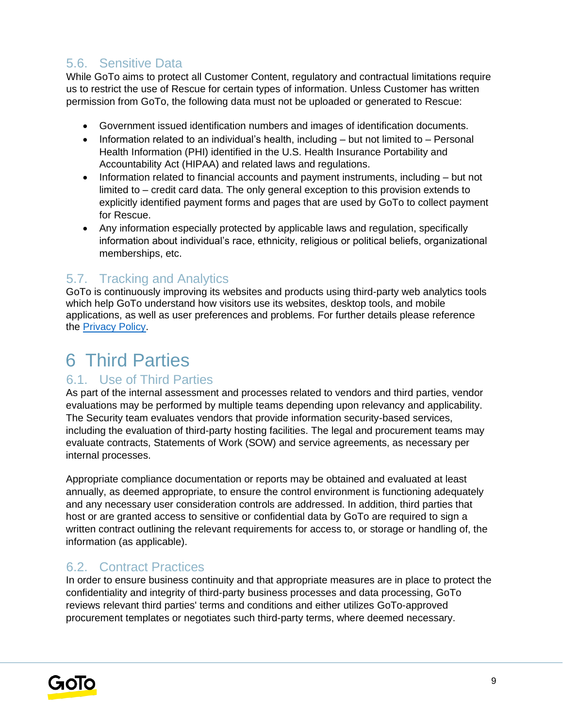### 5.6. Sensitive Data

While GoTo aims to protect all Customer Content, regulatory and contractual limitations require us to restrict the use of Rescue for certain types of information. Unless Customer has written permission from GoTo, the following data must not be uploaded or generated to Rescue:

- Government issued identification numbers and images of identification documents.
- Information related to an individual's health, including – but not limited to – Personal Health Information (PHI) identified in the U.S. Health Insurance Portability and Accountability Act (HIPAA) and related laws and regulations.
- Information related to financial accounts and payment instruments, including – but not limited to – credit card data. The only general exception to this provision extends to explicitly identified payment forms and pages that are used by GoTo to collect payment for Rescue.
- Any information especially protected by applicable laws and regulation, specifically information about individual's race, ethnicity, religious or political beliefs, organizational memberships, etc.

### 5.7. Tracking and Analytics

GoTo is continuously improving its websites and products using third-party web analytics tools which help GoTo understand how visitors use its websites, desktop tools, and mobile applications, as well as user preferences and problems. For further details please reference the Privacy Policy.

## 6 Third Parties

### 6.1. Use of Third Parties

As part of the internal assessment and processes related to vendors and third parties, vendor evaluations may be performed by multiple teams depending upon relevancy and applicability. The Security team evaluates vendors that provide information security-based services, including the evaluation of third-party hosting facilities. The legal and procurement teams may evaluate contracts, Statements of Work (SOW) and service agreements, as necessary per internal processes.

Appropriate compliance documentation or reports may be obtained and evaluated at least annually, as deemed appropriate, to ensure the control environment is functioning adequately and any necessary user consideration controls are addressed. In addition, third parties that host or are granted access to sensitive or confidential data by GoTo are required to sign a written contract outlining the relevant requirements for access to, or storage or handling of, the information (as applicable).

### 6.2. Contract Practices

In order to ensure business continuity and that appropriate measures are in place to protect the confidentiality and integrity of third-party business processes and data processing, GoTo reviews relevant third parties' terms and conditions and either utilizes GoTo-approved procurement templates or negotiates such third-party terms, where deemed necessary.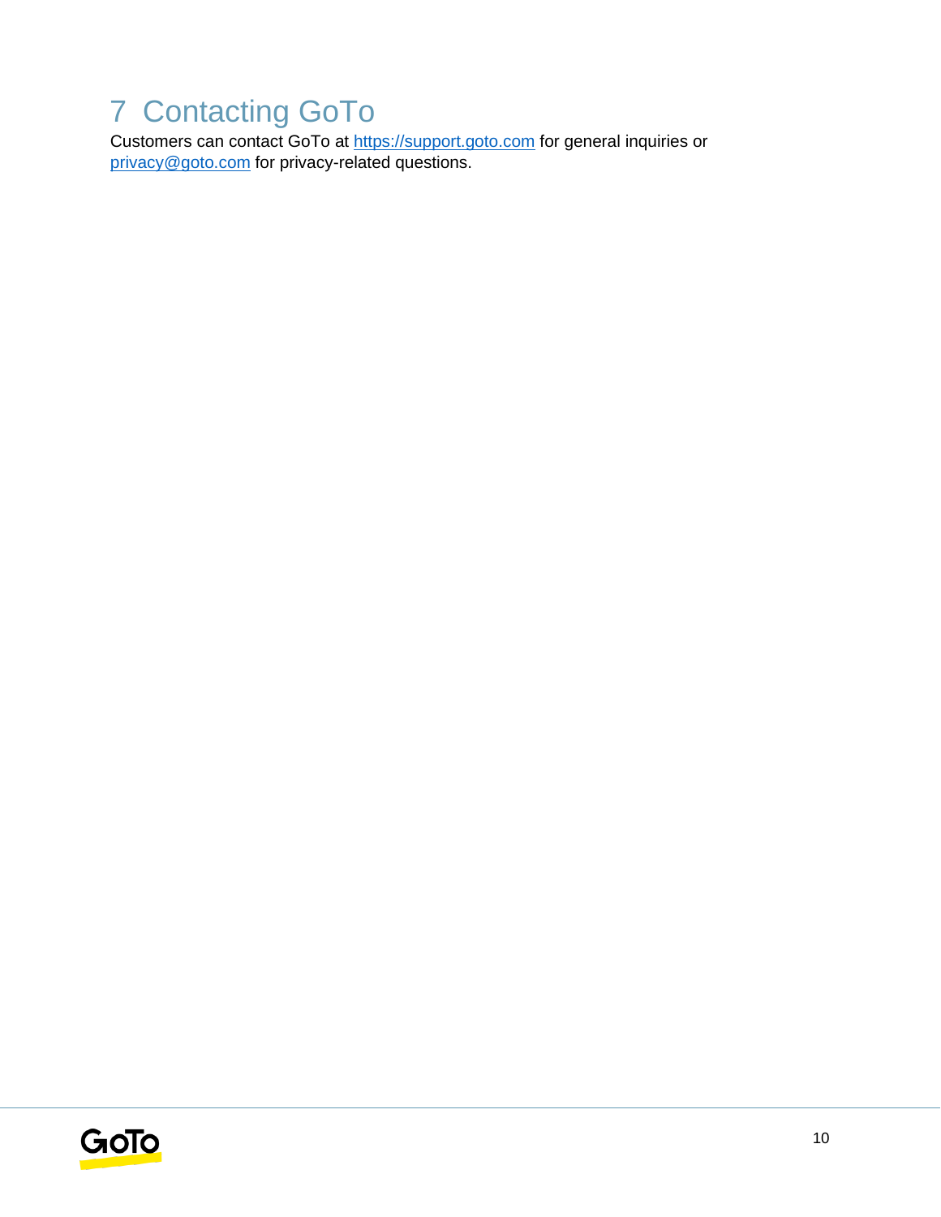# 7 Contacting GoTo

Customers can contact GoTo at https://support.goto.com for general inquiries or privacy@goto.com for privacy-related questions.